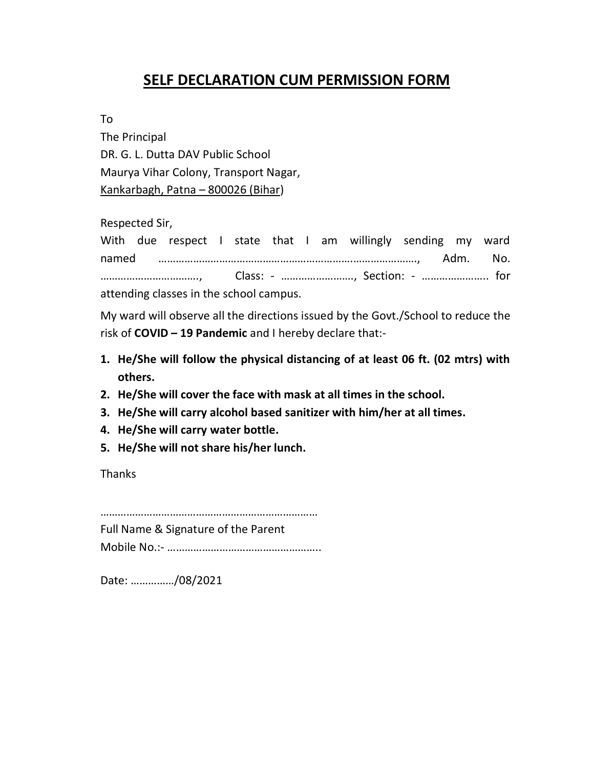# SELF DECLARATION CUM PERMISSION FORM

To
The Principal
DR. G. L. Dutta DAV Public School
Maurya Vihar Colony, Transport Nagar,
Kankarbagh, Patna – 800026 (Bihar)

Respected Sir,

With due respect I state that I am willingly sending my ward named ……………………………………………………………………………, Adm. No. ……………………………., Class: - ……………………., Section: - ………………….. for attending classes in the school campus.

My ward will observe all the directions issued by the Govt./School to reduce the risk of **COVID – 19 Pandemic** and I hereby declare that:-

1. **He/She will follow the physical distancing of at least 06 ft. (02 mtrs) with others.**
2. **He/She will cover the face with mask at all times in the school.**
3. **He/She will carry alcohol based sanitizer with him/her at all times.**
4. **He/She will carry water bottle.**
5. **He/She will not share his/her lunch.**

Thanks

…………………………………………………………………
Full Name & Signature of the Parent
Mobile No.:- …………………………………………….

Date: ……………/08/2021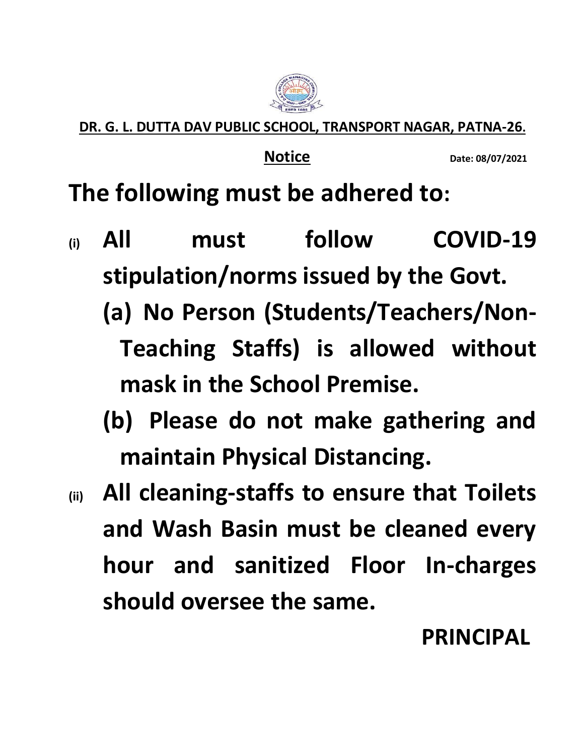**DR. G. L. DUTTA DAV PUBLIC SCHOOL, TRANSPORT NAGAR, PATNA-26.**

**Notice** Date: 08/07/2021

# The following must be adhered to:

(i) **All must follow COVID-19 stipulation/norms issued by the Govt.**

- **(a) No Person (Students/Teachers/Non-Teaching Staffs) is allowed without mask in the School Premise.**
- **(b) Please do not make gathering and maintain Physical Distancing.**

(ii) **All cleaning-staffs to ensure that Toilets and Wash Basin must be cleaned every hour and sanitized Floor In-charges should oversee the same.**

**PRINCIPAL**